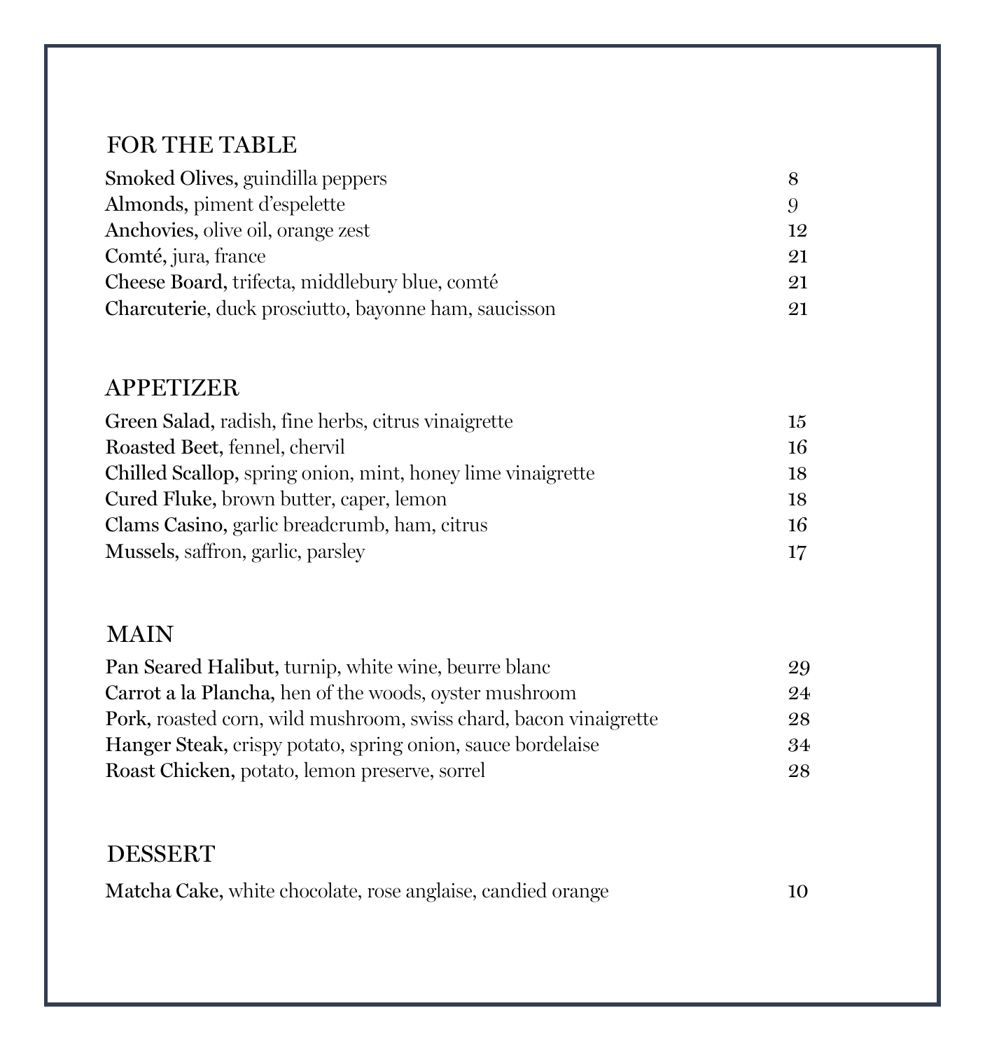## FOR THE TABLE

**Smoked Olives,** guindilla peppers 8

**Almonds,** piment d'espelette 9

**Anchovies,** olive oil, orange zest 12

**Comté,** jura, france 21

**Cheese Board,** trifecta, middlebury blue, comté 21

**Charcuterie**, duck prosciutto, bayonne ham, saucisson 21

## APPETIZER

**Green Salad**, radish, fine herbs, citrus vinaigrette 15

**Roasted Beet**, fennel, chervil 16

**Chilled Scallop,** spring onion, mint, honey lime vinaigrette 18

**Cured Fluke,** brown butter, caper, lemon 18

**Clams Casino,** garlic breadcrumb, ham, citrus 16

**Mussels,** saffron, garlic, parsley 17

## MAIN

**Pan Seared Halibut,** turnip, white wine, beurre blanc 29

**Carrot a la Plancha,** hen of the woods, oyster mushroom 24

**Pork,** roasted corn, wild mushroom, swiss chard, bacon vinaigrette 28

**Hanger Steak,** crispy potato, spring onion, sauce bordelaise 34

**Roast Chicken,** potato, lemon preserve, sorrel 28

## DESSERT

**Matcha Cake,** white chocolate, rose anglaise, candied orange 10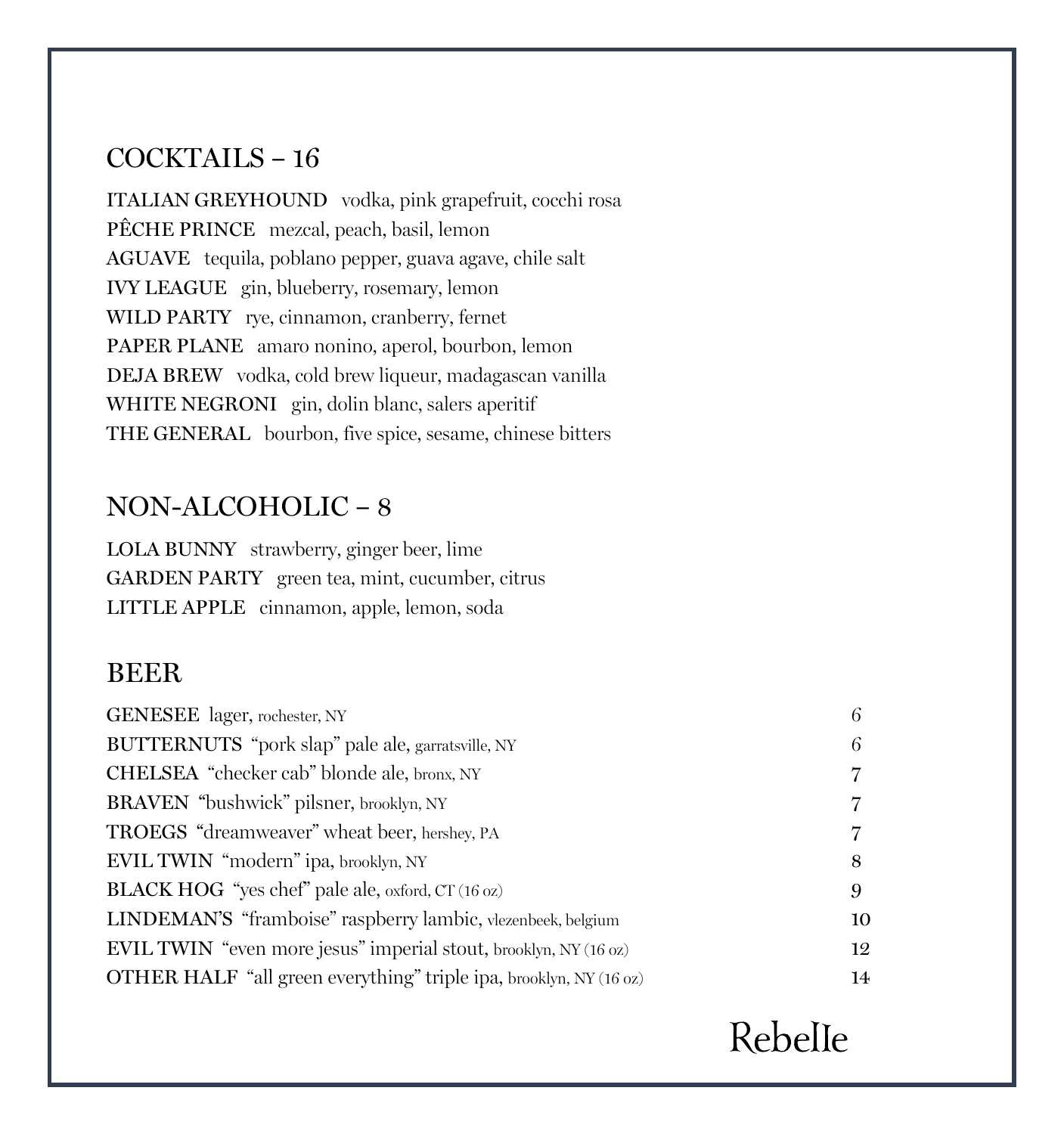## COCKTAILS – 16

**ITALIAN GREYHOUND** vodka, pink grapefruit, cocchi rosa
**PÊCHE PRINCE** mezcal, peach, basil, lemon
**AGUAVE** tequila, poblano pepper, guava agave, chile salt
**IVY LEAGUE** gin, blueberry, rosemary, lemon
**WILD PARTY** rye, cinnamon, cranberry, fernet
**PAPER PLANE** amaro nonino, aperol, bourbon, lemon
**DEJA BREW** vodka, cold brew liqueur, madagascan vanilla
**WHITE NEGRONI** gin, dolin blanc, salers aperitif
**THE GENERAL** bourbon, five spice, sesame, chinese bitters

## NON-ALCOHOLIC – 8

**LOLA BUNNY** strawberry, ginger beer, lime
**GARDEN PARTY** green tea, mint, cucumber, citrus
**LITTLE APPLE** cinnamon, apple, lemon, soda

## BEER

| | |
|---|---|
| **GENESEE** lager, rochester, NY | 6 |
| **BUTTERNUTS** "pork slap" pale ale, garratsville, NY | 6 |
| **CHELSEA** "checker cab" blonde ale, bronx, NY | 7 |
| **BRAVEN** "bushwick" pilsner, brooklyn, NY | 7 |
| **TROEGS** "dreamweaver" wheat beer, hershey, PA | 7 |
| **EVIL TWIN** "modern" ipa, brooklyn, NY | 8 |
| **BLACK HOG** "yes chef" pale ale, oxford, CT (16 oz) | 9 |
| **LINDEMAN'S** "framboise" raspberry lambic, vlezenbeek, belgium | 10 |
| **EVIL TWIN** "even more jesus" imperial stout, brooklyn, NY (16 oz) | 12 |
| **OTHER HALF** "all green everything" triple ipa, brooklyn, NY (16 oz) | 14 |

Rebelle